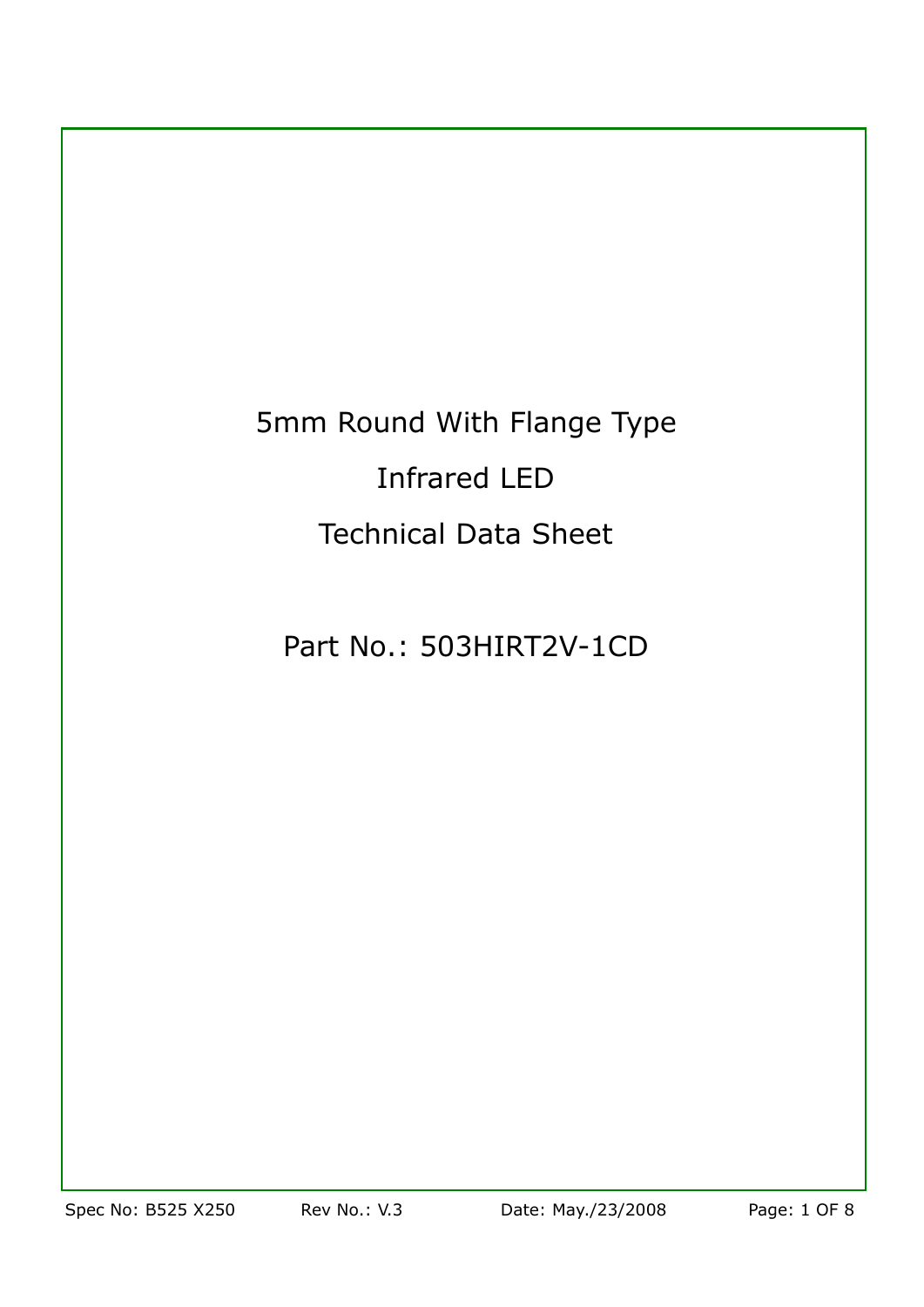# 5mm Round With Flange Type

# Infrared LED

# Technical Data Sheet

## Part No.: 503HIRT2V-1CD

Spec No: B525 X250 Rev No.: V.3 Date: May./23/2008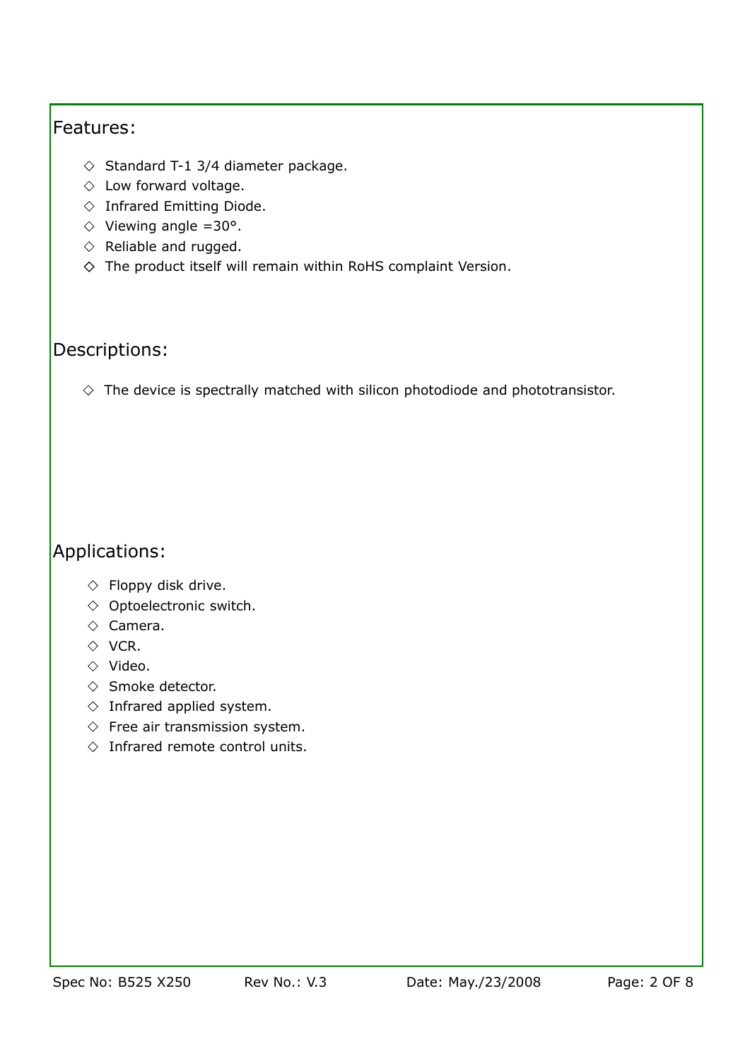## Features:

- ◇ Standard T-1 3/4 diameter package.
- ◇ Low forward voltage.
- ◇ Infrared Emitting Diode.
- ◇ Viewing angle =30°.
- ◇ Reliable and rugged.
- ◇ The product itself will remain within RoHS complaint Version.

## Descriptions:

- ◇ The device is spectrally matched with silicon photodiode and phototransistor.

## Applications:

- ◇ Floppy disk drive.
- ◇ Optoelectronic switch.
- ◇ Camera.
- ◇ VCR.
- ◇ Video.
- ◇ Smoke detector.
- ◇ Infrared applied system.
- ◇ Free air transmission system.
- ◇ Infrared remote control units.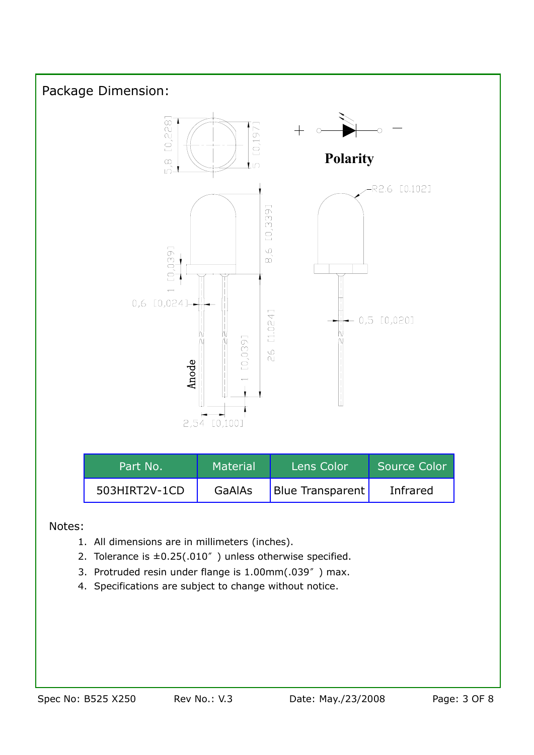## Package Dimension:

5,8 [0,228]

5 [0,197]

Polarity

R2.6 [0.102]

8,6 [0,339]

1 [0,039]

0,6 [0,024]

0,5 [0,020]

26 [1.024]

1 [0,039]

Anode

2,54 [0,100]

| Part No. | Material | Lens Color | Source Color |
| --- | --- | --- | --- |
| 503HIRT2V-1CD | GaAlAs | Blue Transparent | Infrared |

Notes:

1. All dimensions are in millimeters (inches).
2. Tolerance is ±0.25(.010″ ) unless otherwise specified.
3. Protruded resin under flange is 1.00mm(.039″ ) max.
4. Specifications are subject to change without notice.

Spec No: B525 X250 Rev No.: V.3 Date: May./23/2008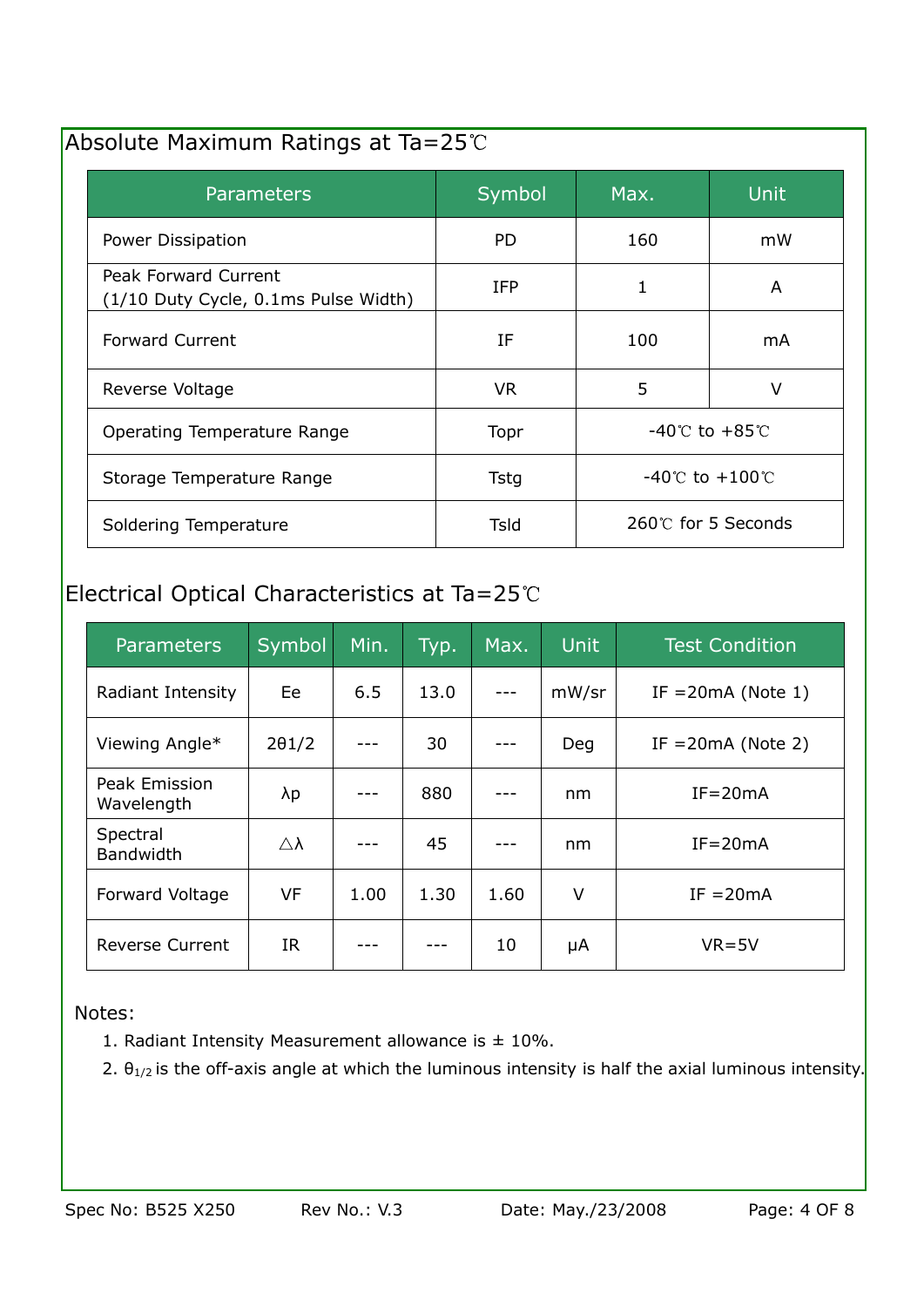## Absolute Maximum Ratings at Ta=25℃

| Parameters | Symbol | Max. | Unit |
|---|---|---|---|
| Power Dissipation | PD | 160 | mW |
| Peak Forward Current (1/10 Duty Cycle, 0.1ms Pulse Width) | IFP | 1 | A |
| Forward Current | IF | 100 | mA |
| Reverse Voltage | VR | 5 | V |
| Operating Temperature Range | Topr | -40℃ to +85℃ | |
| Storage Temperature Range | Tstg | -40℃ to +100℃ | |
| Soldering Temperature | Tsld | 260℃ for 5 Seconds | |

## Electrical Optical Characteristics at Ta=25℃

| Parameters | Symbol | Min. | Typ. | Max. | Unit | Test Condition |
|---|---|---|---|---|---|---|
| Radiant Intensity | Ee | 6.5 | 13.0 | --- | mW/sr | IF =20mA (Note 1) |
| Viewing Angle* | 2θ1/2 | --- | 30 | --- | Deg | IF =20mA (Note 2) |
| Peak Emission Wavelength | λp | --- | 880 | --- | nm | IF=20mA |
| Spectral Bandwidth | △λ | --- | 45 | --- | nm | IF=20mA |
| Forward Voltage | VF | 1.00 | 1.30 | 1.60 | V | IF =20mA |
| Reverse Current | IR | --- | --- | 10 | μA | VR=5V |

Notes:

1. Radiant Intensity Measurement allowance is ± 10%.
2. $\theta_{1/2}$ is the off-axis angle at which the luminous intensity is half the axial luminous intensity.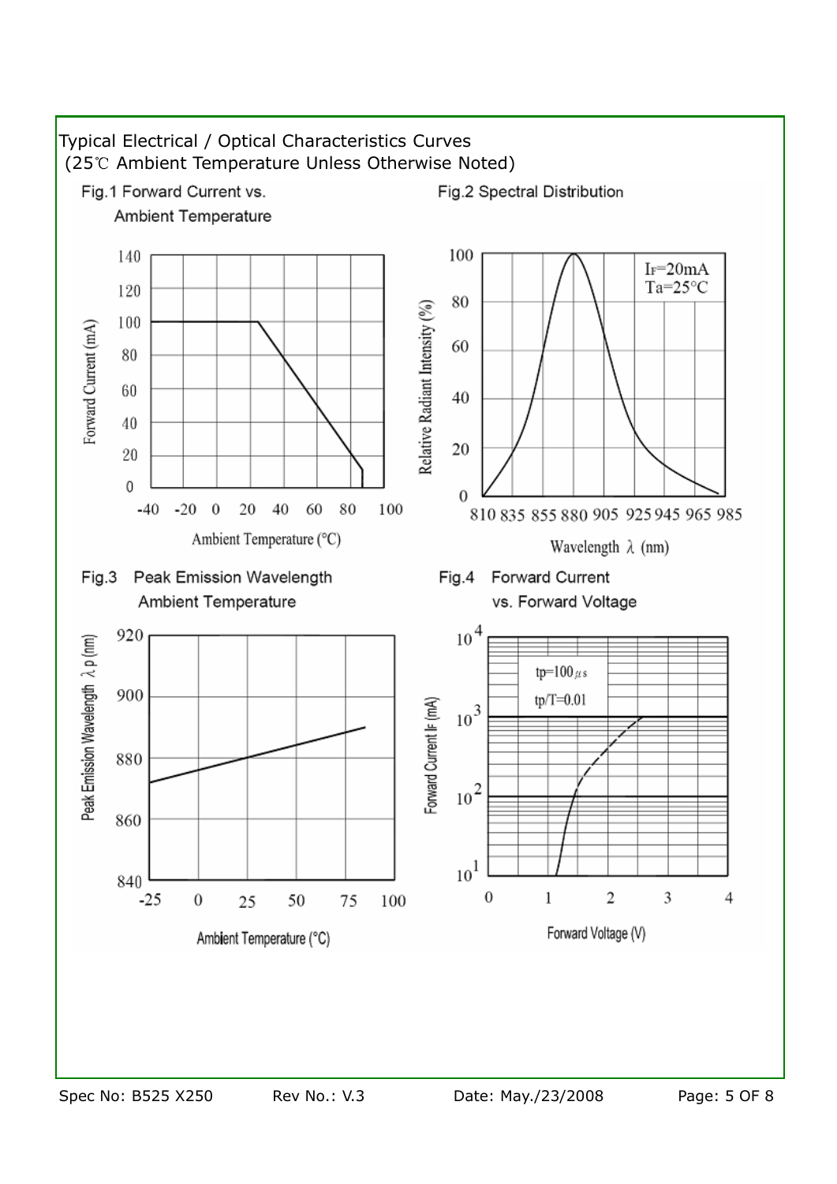Typical Electrical / Optical Characteristics Curves
(25℃ Ambient Temperature Unless Otherwise Noted)

Fig.1 Forward Current vs. Ambient Temperature

Fig.2 Spectral Distribution

Fig.3 Peak Emission Wavelength Ambient Temperature

Fig.4 Forward Current vs. Forward Voltage

Spec No: B525 X250 Rev No.: V.3 Date: May./23/2008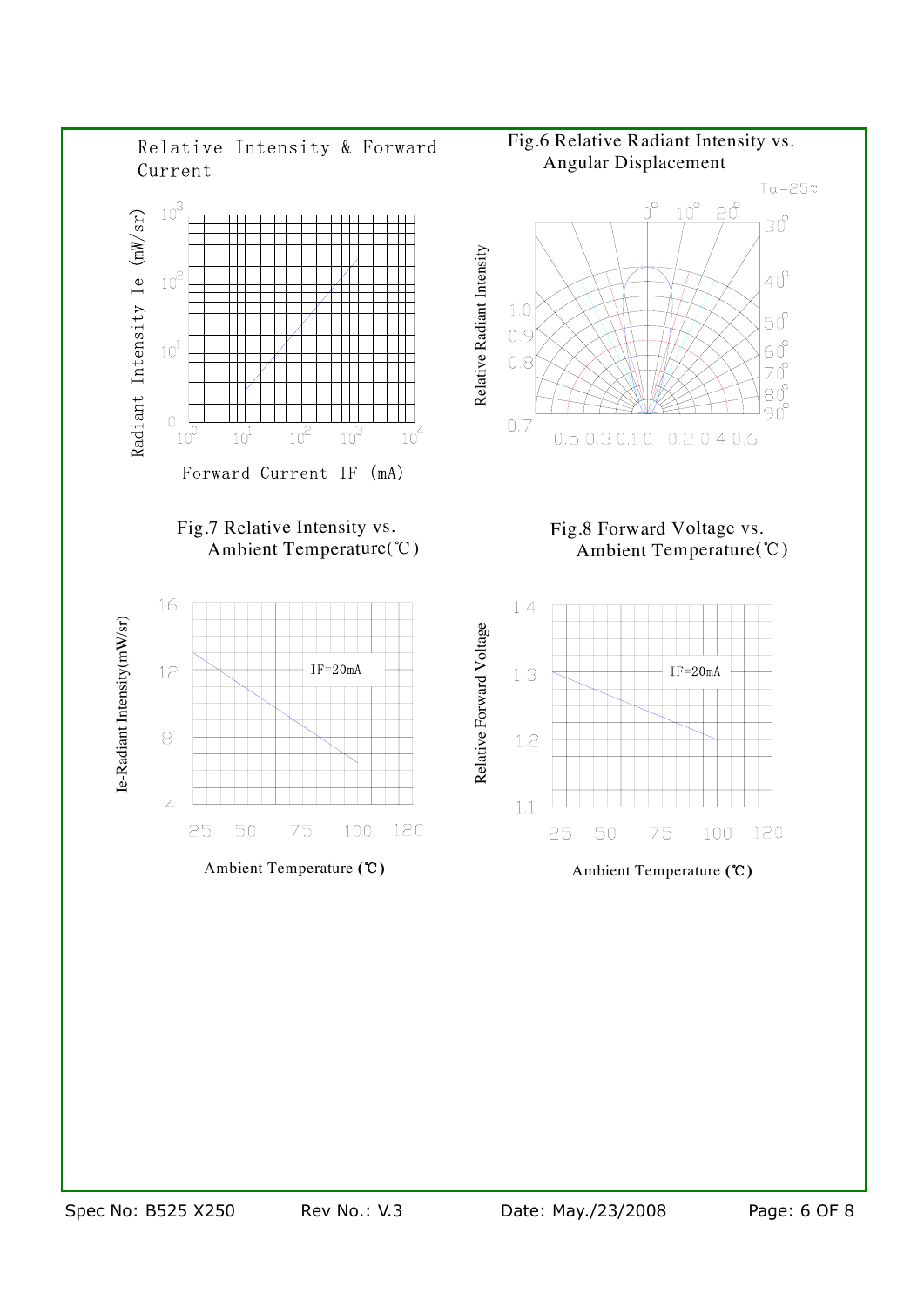Relative Intensity & Forward Current

Radiant Intensity Ie (mW/sr)

$10^3$, $10^2$, $10^1$, 0

$10^0$ $10^1$ $10^2$ $10^3$ $10^4$

Forward Current IF (mA)

Fig.6 Relative Radiant Intensity vs. Angular Displacement

Ta=25℃

Relative Radiant Intensity

0° 10° 20° 30° 40° 50° 60° 70° 80° 90°

1.0, 0.9, 0.8, 0.7

0.5 0.3 0.1 0 0.2 0.4 0.6

Fig.7 Relative Intensity vs. Ambient Temperature(℃)

Ie-Radiant Intensity(mW/sr)

16, 12, 8, 4

IF=20mA

25 50 75 100 120

Ambient Temperature (℃)

Fig.8 Forward Voltage vs. Ambient Temperature(℃)

Relative Forward Voltage

1.4, 1.3, 1.2, 1.1

IF=20mA

25 50 75 100 120

Ambient Temperature (℃)

Spec No: B525 X250 Rev No.: V.3 Date: May./23/2008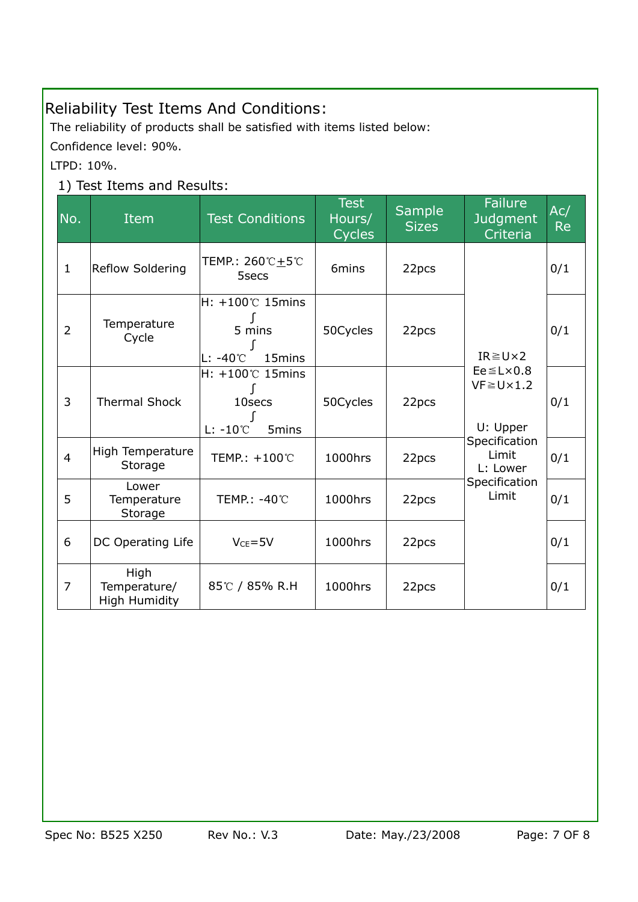## Reliability Test Items And Conditions:

The reliability of products shall be satisfied with items listed below:

Confidence level: 90%.

LTPD: 10%.

### 1) Test Items and Results:

| No. | Item | Test Conditions | Test Hours/ Cycles | Sample Sizes | Failure Judgment Criteria | Ac/ Re |
|---|---|---|---|---|---|---|
| 1 | Reflow Soldering | TEMP.: 260℃±5℃ 5secs | 6mins | 22pcs | IR≧U×2<br>Ee≦L×0.8<br>VF≧U×1.2<br><br>U: Upper Specification Limit<br>L: Lower Specification Limit | 0/1 |
| 2 | Temperature Cycle | H: +100℃ 15mins ∫ 5 mins ∫ L: -40℃ 15mins | 50Cycles | 22pcs | | 0/1 |
| 3 | Thermal Shock | H: +100℃ 15mins ∫ 10secs ∫ L: -10℃ 5mins | 50Cycles | 22pcs | | 0/1 |
| 4 | High Temperature Storage | TEMP.: +100℃ | 1000hrs | 22pcs | | 0/1 |
| 5 | Lower Temperature Storage | TEMP.: -40℃ | 1000hrs | 22pcs | | 0/1 |
| 6 | DC Operating Life | $V_{CE}$=5V | 1000hrs | 22pcs | | 0/1 |
| 7 | High Temperature/ High Humidity | 85℃ / 85% R.H | 1000hrs | 22pcs | | 0/1 |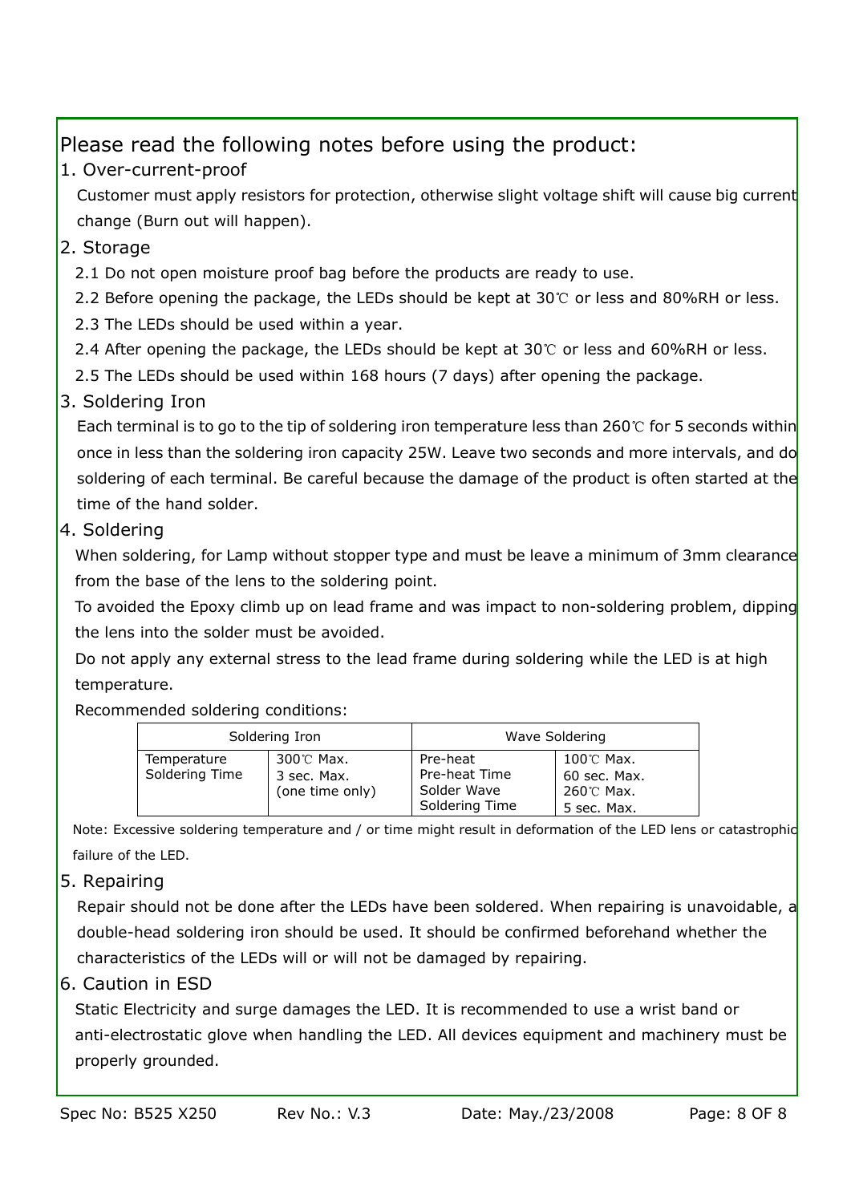## Please read the following notes before using the product:

### 1. Over-current-proof

Customer must apply resistors for protection, otherwise slight voltage shift will cause big current change (Burn out will happen).

### 2. Storage

2.1 Do not open moisture proof bag before the products are ready to use.

2.2 Before opening the package, the LEDs should be kept at 30℃ or less and 80%RH or less.

2.3 The LEDs should be used within a year.

2.4 After opening the package, the LEDs should be kept at 30℃ or less and 60%RH or less.

2.5 The LEDs should be used within 168 hours (7 days) after opening the package.

### 3. Soldering Iron

Each terminal is to go to the tip of soldering iron temperature less than 260℃ for 5 seconds within once in less than the soldering iron capacity 25W. Leave two seconds and more intervals, and do soldering of each terminal. Be careful because the damage of the product is often started at the time of the hand solder.

### 4. Soldering

When soldering, for Lamp without stopper type and must be leave a minimum of 3mm clearance from the base of the lens to the soldering point.

To avoided the Epoxy climb up on lead frame and was impact to non-soldering problem, dipping the lens into the solder must be avoided.

Do not apply any external stress to the lead frame during soldering while the LED is at high temperature.

Recommended soldering conditions:

| Soldering Iron | | Wave Soldering | |
|---|---|---|---|
| Temperature<br>Soldering Time | 300℃ Max.<br>3 sec. Max.<br>(one time only) | Pre-heat<br>Pre-heat Time<br>Solder Wave<br>Soldering Time | 100℃ Max.<br>60 sec. Max.<br>260℃ Max.<br>5 sec. Max. |

Note: Excessive soldering temperature and / or time might result in deformation of the LED lens or catastrophic failure of the LED.

### 5. Repairing

Repair should not be done after the LEDs have been soldered. When repairing is unavoidable, a double-head soldering iron should be used. It should be confirmed beforehand whether the characteristics of the LEDs will or will not be damaged by repairing.

### 6. Caution in ESD

Static Electricity and surge damages the LED. It is recommended to use a wrist band or anti-electrostatic glove when handling the LED. All devices equipment and machinery must be properly grounded.

Spec No: B525 X250 Rev No.: V.3 Date: May./23/2008